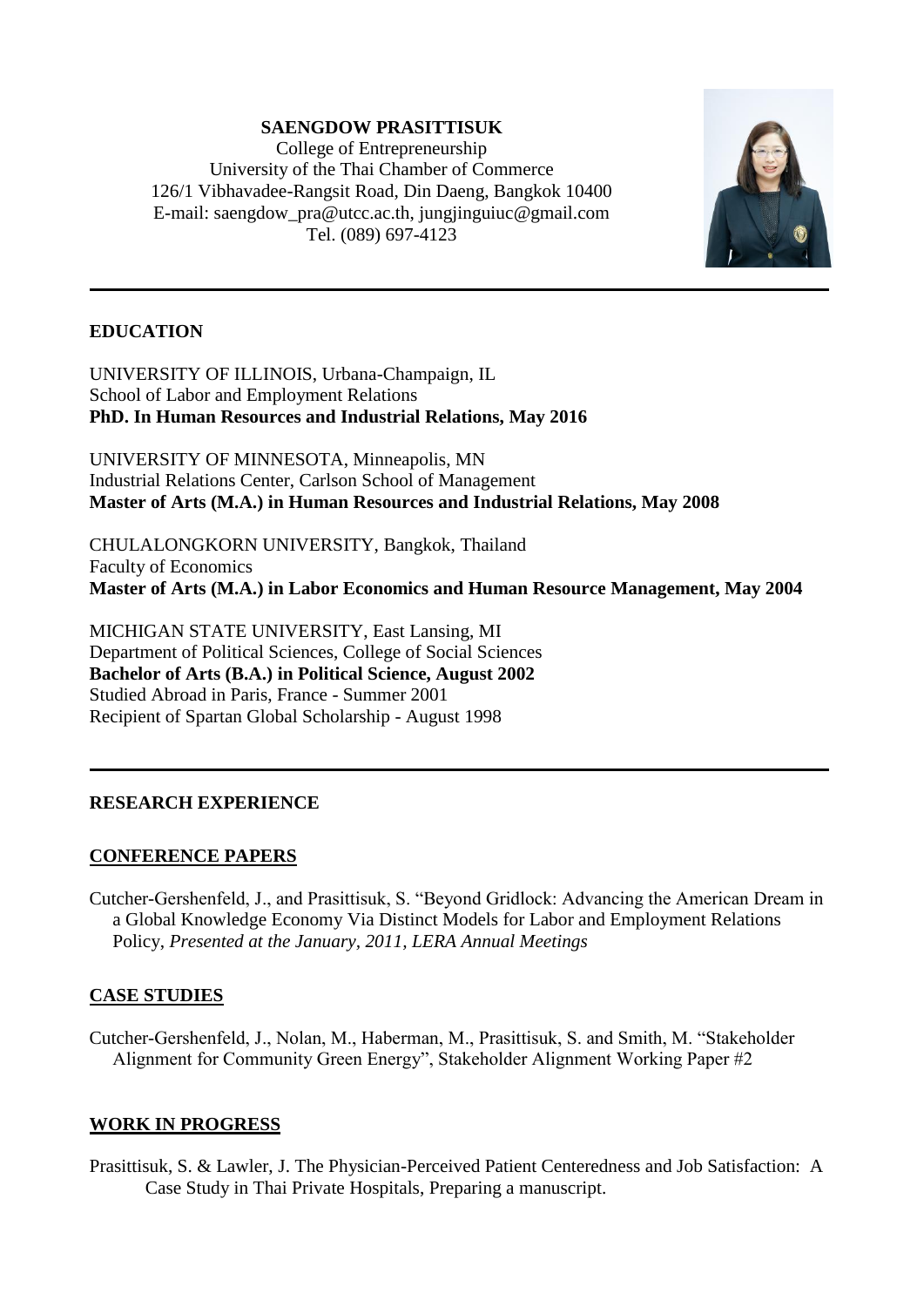**SAENGDOW PRASITTISUK**
College of Entrepreneurship
University of the Thai Chamber of Commerce
126/1 Vibhavadee-Rangsit Road, Din Daeng, Bangkok 10400
E-mail: saengdow_pra@utcc.ac.th, jungjinguiuc@gmail.com
Tel. (089) 697-4123

---

## EDUCATION

UNIVERSITY OF ILLINOIS, Urbana-Champaign, IL
School of Labor and Employment Relations
**PhD. In Human Resources and Industrial Relations, May 2016**

UNIVERSITY OF MINNESOTA, Minneapolis, MN
Industrial Relations Center, Carlson School of Management
**Master of Arts (M.A.) in Human Resources and Industrial Relations, May 2008**

CHULALONGKORN UNIVERSITY, Bangkok, Thailand
Faculty of Economics
**Master of Arts (M.A.) in Labor Economics and Human Resource Management, May 2004**

MICHIGAN STATE UNIVERSITY, East Lansing, MI
Department of Political Sciences, College of Social Sciences
**Bachelor of Arts (B.A.) in Political Science, August 2002**
Studied Abroad in Paris, France - Summer 2001
Recipient of Spartan Global Scholarship - August 1998

---

## RESEARCH EXPERIENCE

### CONFERENCE PAPERS

Cutcher-Gershenfeld, J., and Prasittisuk, S. "Beyond Gridlock: Advancing the American Dream in a Global Knowledge Economy Via Distinct Models for Labor and Employment Relations Policy, *Presented at the January, 2011, LERA Annual Meetings*

### CASE STUDIES

Cutcher-Gershenfeld, J., Nolan, M., Haberman, M., Prasittisuk, S. and Smith, M. "Stakeholder Alignment for Community Green Energy", Stakeholder Alignment Working Paper #2

### WORK IN PROGRESS

Prasittisuk, S. & Lawler, J. The Physician-Perceived Patient Centeredness and Job Satisfaction: A Case Study in Thai Private Hospitals, Preparing a manuscript.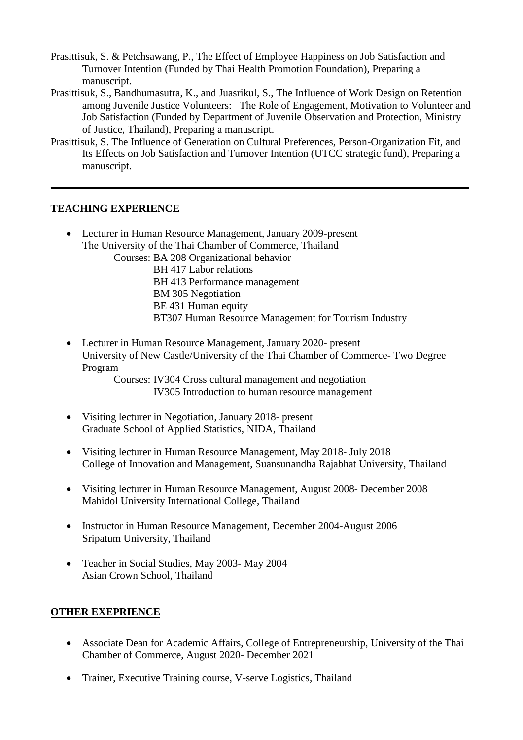Prasittisuk, S. & Petchsawang, P., The Effect of Employee Happiness on Job Satisfaction and Turnover Intention (Funded by Thai Health Promotion Foundation), Preparing a manuscript.

Prasittisuk, S., Bandhumasutra, K., and Juasrikul, S., The Influence of Work Design on Retention among Juvenile Justice Volunteers: The Role of Engagement, Motivation to Volunteer and Job Satisfaction (Funded by Department of Juvenile Observation and Protection, Ministry of Justice, Thailand), Preparing a manuscript.

Prasittisuk, S. The Influence of Generation on Cultural Preferences, Person-Organization Fit, and Its Effects on Job Satisfaction and Turnover Intention (UTCC strategic fund), Preparing a manuscript.

---

## TEACHING EXPERIENCE

- Lecturer in Human Resource Management, January 2009-present
  The University of the Thai Chamber of Commerce, Thailand
  Courses: BA 208 Organizational behavior
  BH 417 Labor relations
  BH 413 Performance management
  BM 305 Negotiation
  BE 431 Human equity
  BT307 Human Resource Management for Tourism Industry

- Lecturer in Human Resource Management, January 2020- present
  University of New Castle/University of the Thai Chamber of Commerce- Two Degree Program
  Courses: IV304 Cross cultural management and negotiation
  IV305 Introduction to human resource management

- Visiting lecturer in Negotiation, January 2018- present
  Graduate School of Applied Statistics, NIDA, Thailand

- Visiting lecturer in Human Resource Management, May 2018- July 2018
  College of Innovation and Management, Suansunandha Rajabhat University, Thailand

- Visiting lecturer in Human Resource Management, August 2008- December 2008
  Mahidol University International College, Thailand

- Instructor in Human Resource Management, December 2004-August 2006
  Sripatum University, Thailand

- Teacher in Social Studies, May 2003- May 2004
  Asian Crown School, Thailand

## OTHER EXEPRIENCE

- Associate Dean for Academic Affairs, College of Entrepreneurship, University of the Thai Chamber of Commerce, August 2020- December 2021

- Trainer, Executive Training course, V-serve Logistics, Thailand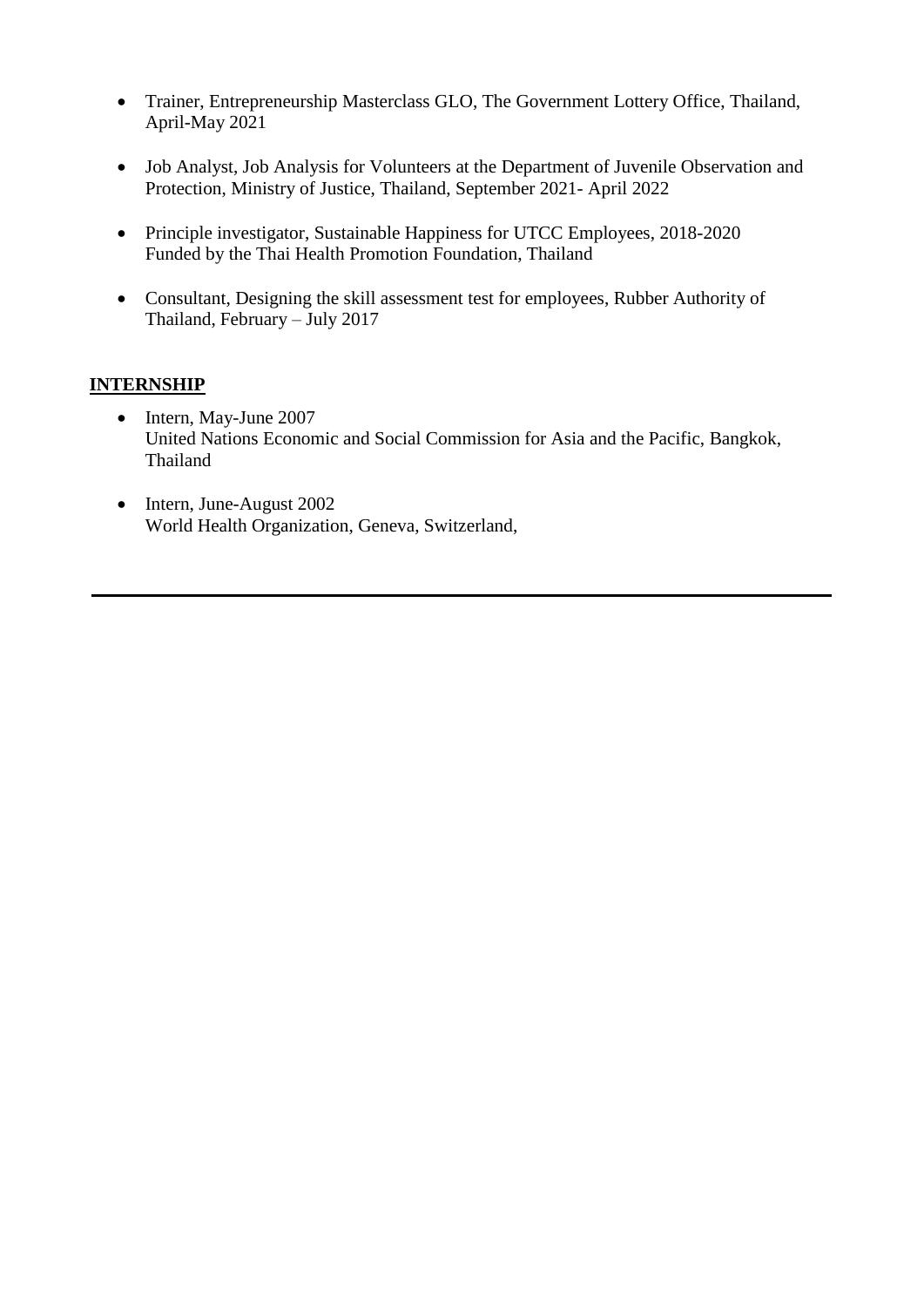- Trainer, Entrepreneurship Masterclass GLO, The Government Lottery Office, Thailand, April-May 2021

- Job Analyst, Job Analysis for Volunteers at the Department of Juvenile Observation and Protection, Ministry of Justice, Thailand, September 2021- April 2022

- Principle investigator, Sustainable Happiness for UTCC Employees, 2018-2020
  Funded by the Thai Health Promotion Foundation, Thailand

- Consultant, Designing the skill assessment test for employees, Rubber Authority of Thailand, February – July 2017

## INTERNSHIP

- Intern, May-June 2007
  United Nations Economic and Social Commission for Asia and the Pacific, Bangkok, Thailand

- Intern, June-August 2002
  World Health Organization, Geneva, Switzerland,

---